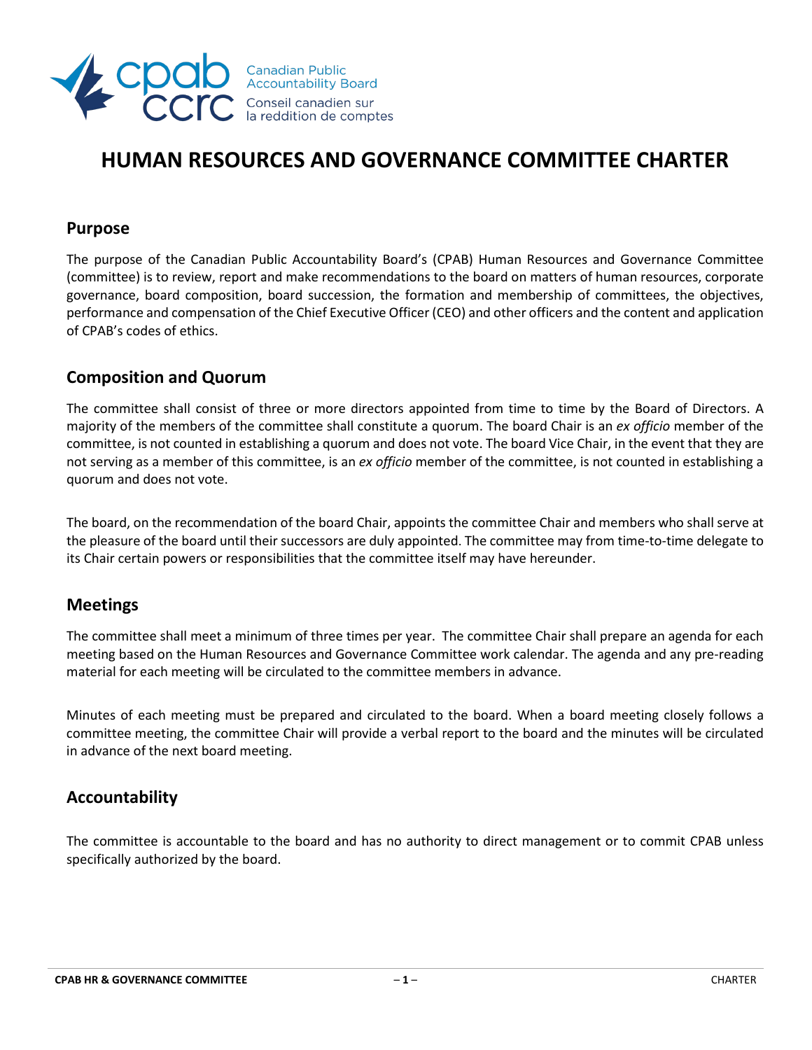cpab ccrc Canadian Public Accountability Board Conseil canadien sur la reddition de comptes

# HUMAN RESOURCES AND GOVERNANCE COMMITTEE CHARTER

## Purpose

The purpose of the Canadian Public Accountability Board's (CPAB) Human Resources and Governance Committee (committee) is to review, report and make recommendations to the board on matters of human resources, corporate governance, board composition, board succession, the formation and membership of committees, the objectives, performance and compensation of the Chief Executive Officer (CEO) and other officers and the content and application of CPAB's codes of ethics.

## Composition and Quorum

The committee shall consist of three or more directors appointed from time to time by the Board of Directors. A majority of the members of the committee shall constitute a quorum. The board Chair is an *ex officio* member of the committee, is not counted in establishing a quorum and does not vote. The board Vice Chair, in the event that they are not serving as a member of this committee, is an *ex officio* member of the committee, is not counted in establishing a quorum and does not vote.

The board, on the recommendation of the board Chair, appoints the committee Chair and members who shall serve at the pleasure of the board until their successors are duly appointed. The committee may from time-to-time delegate to its Chair certain powers or responsibilities that the committee itself may have hereunder.

## Meetings

The committee shall meet a minimum of three times per year. The committee Chair shall prepare an agenda for each meeting based on the Human Resources and Governance Committee work calendar. The agenda and any pre-reading material for each meeting will be circulated to the committee members in advance.

Minutes of each meeting must be prepared and circulated to the board. When a board meeting closely follows a committee meeting, the committee Chair will provide a verbal report to the board and the minutes will be circulated in advance of the next board meeting.

## Accountability

The committee is accountable to the board and has no authority to direct management or to commit CPAB unless specifically authorized by the board.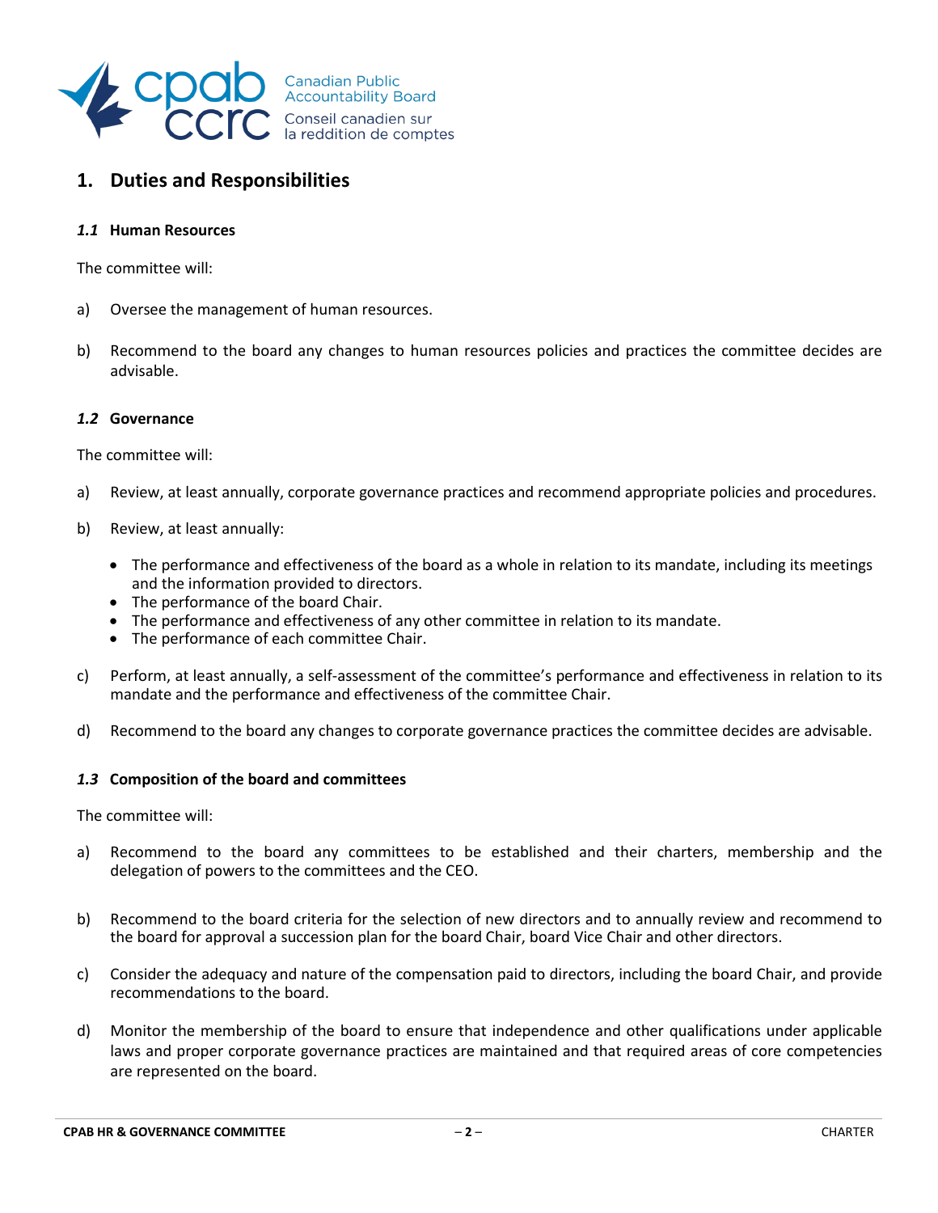## 1. Duties and Responsibilities

### *1.1* Human Resources

The committee will:

a) Oversee the management of human resources.

b) Recommend to the board any changes to human resources policies and practices the committee decides are advisable.

### *1.2* Governance

The committee will:

a) Review, at least annually, corporate governance practices and recommend appropriate policies and procedures.

b) Review, at least annually:

- The performance and effectiveness of the board as a whole in relation to its mandate, including its meetings and the information provided to directors.
- The performance of the board Chair.
- The performance and effectiveness of any other committee in relation to its mandate.
- The performance of each committee Chair.

c) Perform, at least annually, a self-assessment of the committee's performance and effectiveness in relation to its mandate and the performance and effectiveness of the committee Chair.

d) Recommend to the board any changes to corporate governance practices the committee decides are advisable.

### *1.3* Composition of the board and committees

The committee will:

a) Recommend to the board any committees to be established and their charters, membership and the delegation of powers to the committees and the CEO.

b) Recommend to the board criteria for the selection of new directors and to annually review and recommend to the board for approval a succession plan for the board Chair, board Vice Chair and other directors.

c) Consider the adequacy and nature of the compensation paid to directors, including the board Chair, and provide recommendations to the board.

d) Monitor the membership of the board to ensure that independence and other qualifications under applicable laws and proper corporate governance practices are maintained and that required areas of core competencies are represented on the board.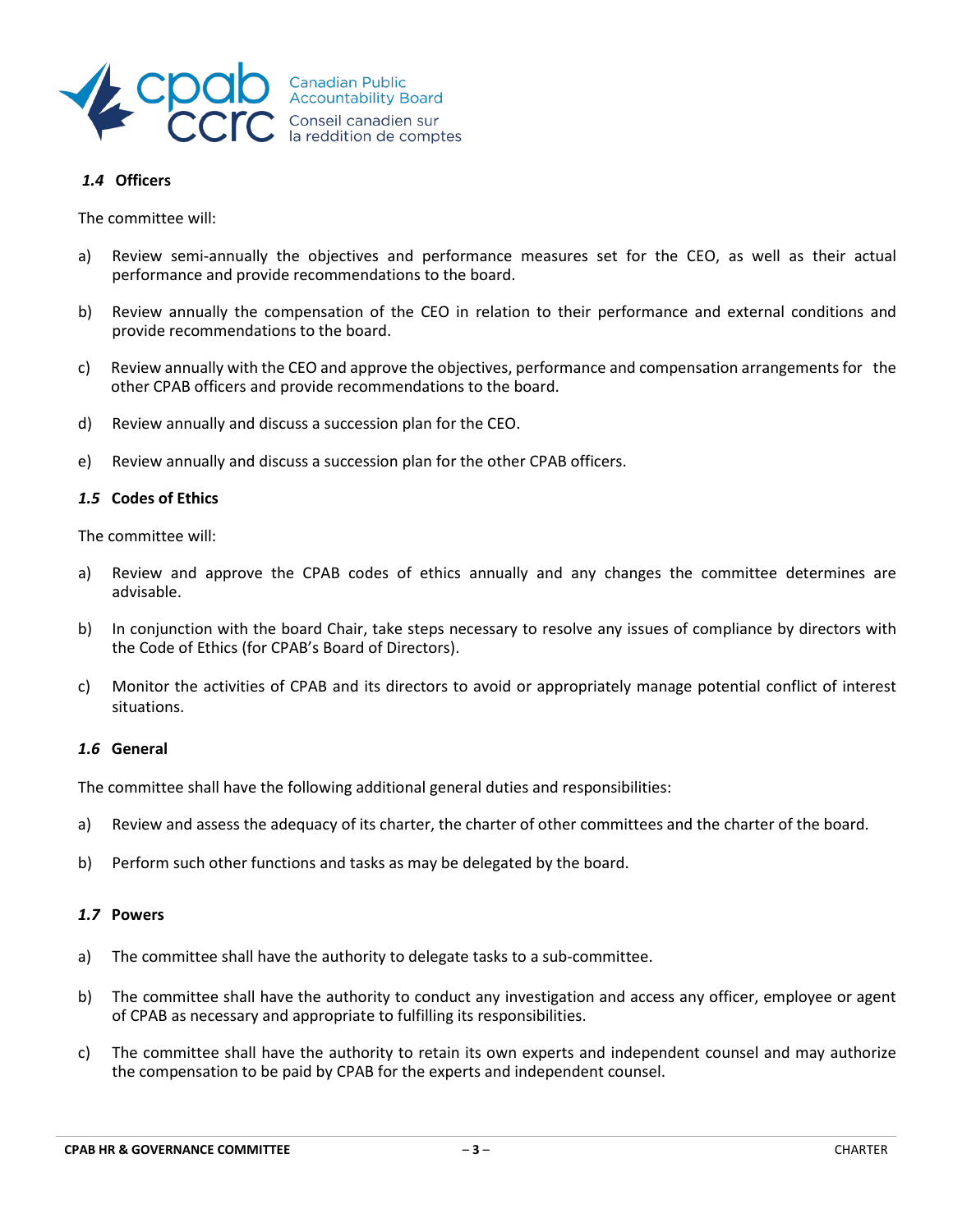### *1.4* Officers

The committee will:

a) Review semi-annually the objectives and performance measures set for the CEO, as well as their actual performance and provide recommendations to the board.

b) Review annually the compensation of the CEO in relation to their performance and external conditions and provide recommendations to the board.

c) Review annually with the CEO and approve the objectives, performance and compensation arrangements for the other CPAB officers and provide recommendations to the board.

d) Review annually and discuss a succession plan for the CEO.

e) Review annually and discuss a succession plan for the other CPAB officers.

### *1.5* Codes of Ethics

The committee will:

a) Review and approve the CPAB codes of ethics annually and any changes the committee determines are advisable.

b) In conjunction with the board Chair, take steps necessary to resolve any issues of compliance by directors with the Code of Ethics (for CPAB's Board of Directors).

c) Monitor the activities of CPAB and its directors to avoid or appropriately manage potential conflict of interest situations.

### *1.6* General

The committee shall have the following additional general duties and responsibilities:

a) Review and assess the adequacy of its charter, the charter of other committees and the charter of the board.

b) Perform such other functions and tasks as may be delegated by the board.

### *1.7* Powers

a) The committee shall have the authority to delegate tasks to a sub-committee.

b) The committee shall have the authority to conduct any investigation and access any officer, employee or agent of CPAB as necessary and appropriate to fulfilling its responsibilities.

c) The committee shall have the authority to retain its own experts and independent counsel and may authorize the compensation to be paid by CPAB for the experts and independent counsel.